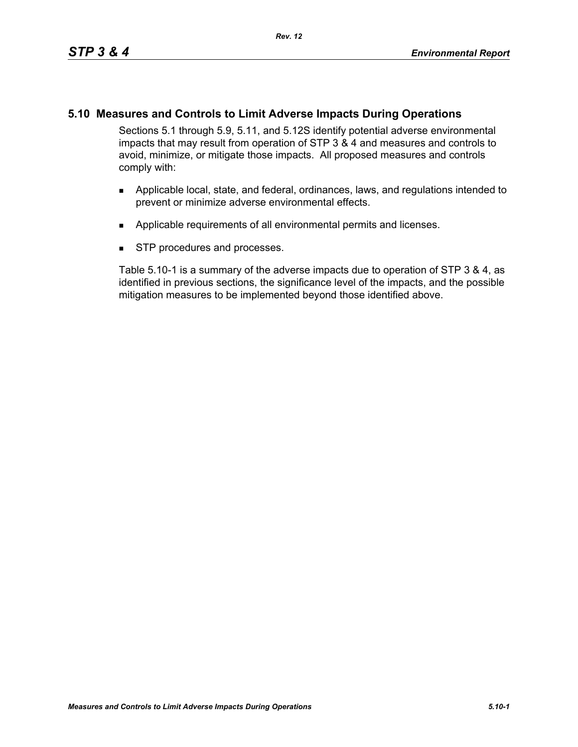## 5.10 Measures and Controls to Limit Adverse Impacts During Operations

Sections 5.1 through 5.9, 5.11, and 5.12S identify potential adverse environmental impacts that may result from operation of STP 3 & 4 and measures and controls to avoid, minimize, or mitigate those impacts. All proposed measures and controls comply with:

- Applicable local, state, and federal, ordinances, laws, and regulations intended to prevent or minimize adverse environmental effects.
- Applicable requirements of all environmental permits and licenses.
- STP procedures and processes.

Table 5.10-1 is a summary of the adverse impacts due to operation of STP 3 & 4, as identified in previous sections, the significance level of the impacts, and the possible mitigation measures to be implemented beyond those identified above.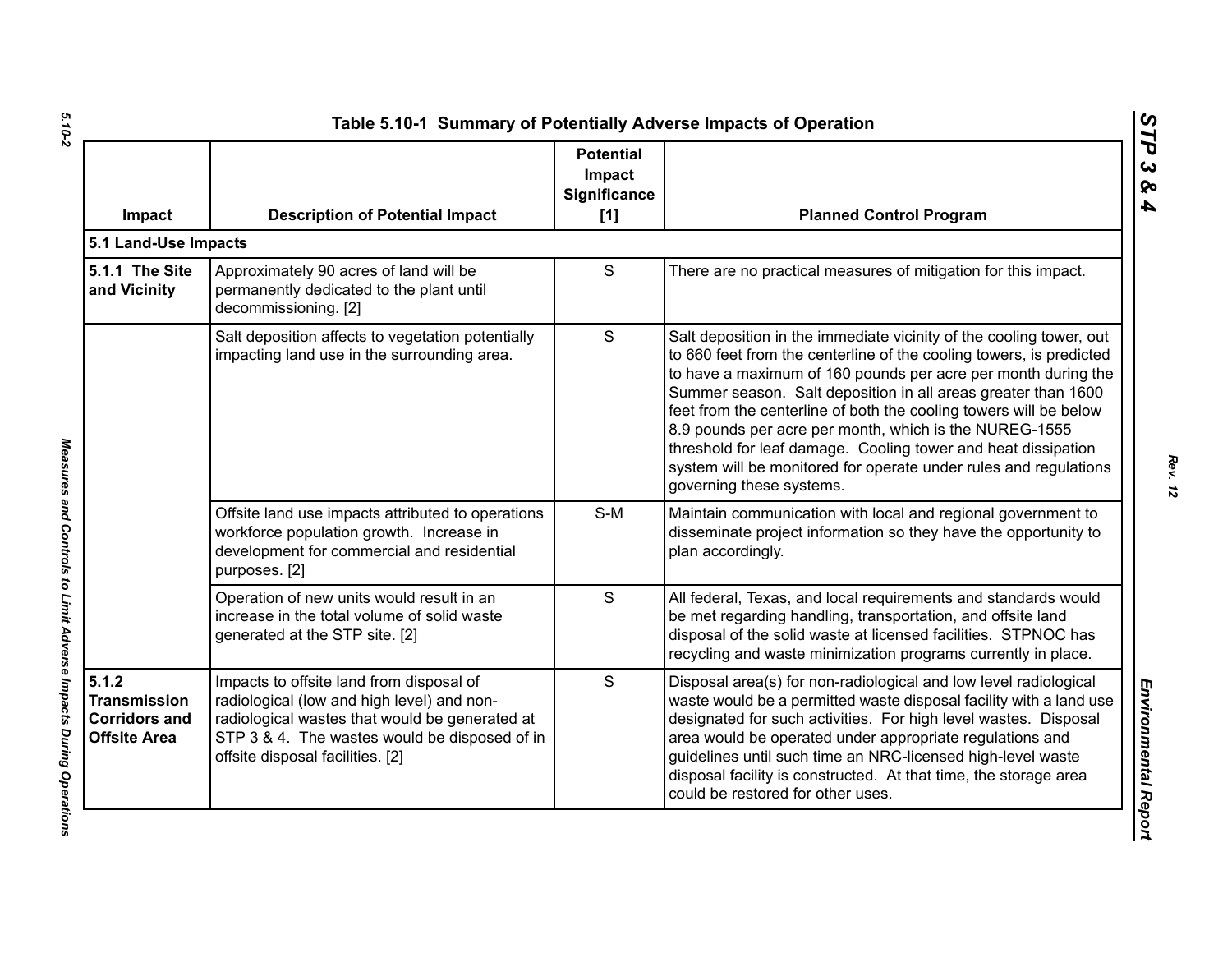## Table 5.10-1 Summary of Potentially Adverse Impacts of Operation

| Impact | Description of Potential Impact | Potential Impact Significance [1] | Planned Control Program |
|---|---|---|---|
| **5.1 Land-Use Impacts** | | | |
| **5.1.1 The Site and Vicinity** | Approximately 90 acres of land will be permanently dedicated to the plant until decommissioning. [2] | S | There are no practical measures of mitigation for this impact. |
| | Salt deposition affects to vegetation potentially impacting land use in the surrounding area. | S | Salt deposition in the immediate vicinity of the cooling tower, out to 660 feet from the centerline of the cooling towers, is predicted to have a maximum of 160 pounds per acre per month during the Summer season. Salt deposition in all areas greater than 1600 feet from the centerline of both the cooling towers will be below 8.9 pounds per acre per month, which is the NUREG-1555 threshold for leaf damage. Cooling tower and heat dissipation system will be monitored for operate under rules and regulations governing these systems. |
| | Offsite land use impacts attributed to operations workforce population growth. Increase in development for commercial and residential purposes. [2] | S-M | Maintain communication with local and regional government to disseminate project information so they have the opportunity to plan accordingly. |
| | Operation of new units would result in an increase in the total volume of solid waste generated at the STP site. [2] | S | All federal, Texas, and local requirements and standards would be met regarding handling, transportation, and offsite land disposal of the solid waste at licensed facilities. STPNOC has recycling and waste minimization programs currently in place. |
| **5.1.2 Transmission Corridors and Offsite Area** | Impacts to offsite land from disposal of radiological (low and high level) and non-radiological wastes that would be generated at STP 3 & 4. The wastes would be disposed of in offsite disposal facilities. [2] | S | Disposal area(s) for non-radiological and low level radiological waste would be a permitted waste disposal facility with a land use designated for such activities. For high level wastes. Disposal area would be operated under appropriate regulations and guidelines until such time an NRC-licensed high-level waste disposal facility is constructed. At that time, the storage area could be restored for other uses. |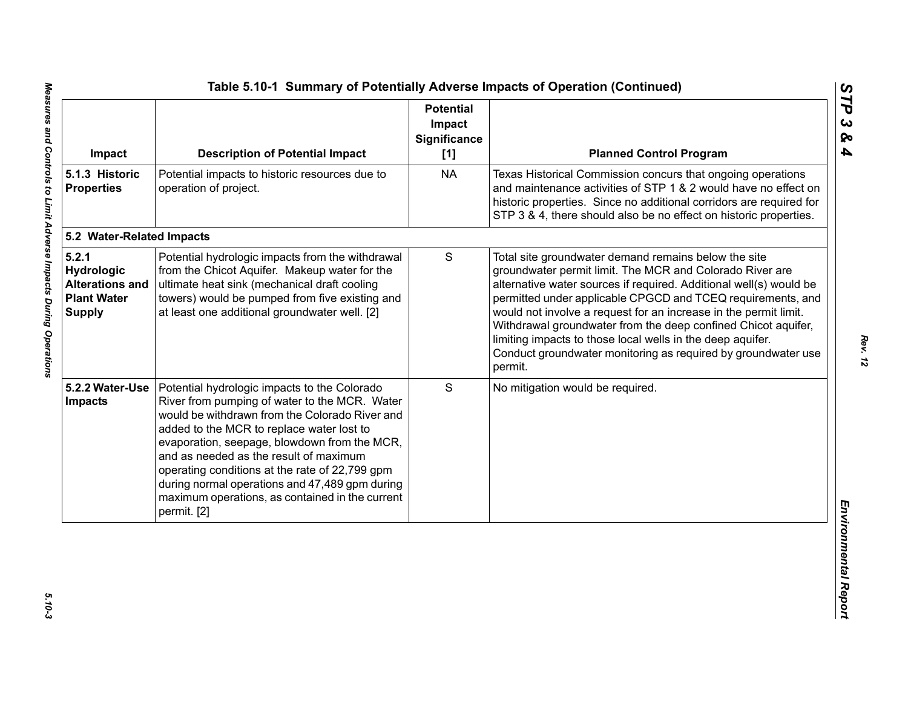# Table 5.10-1 Summary of Potentially Adverse Impacts of Operation (Continued)

| Impact | Description of Potential Impact | Potential Impact Significance [1] | Planned Control Program |
|---|---|---|---|
| **5.1.3 Historic Properties** | Potential impacts to historic resources due to operation of project. | NA | Texas Historical Commission concurs that ongoing operations and maintenance activities of STP 1 & 2 would have no effect on historic properties. Since no additional corridors are required for STP 3 & 4, there should also be no effect on historic properties. |
| **5.2 Water-Related Impacts** | | | |
| **5.2.1 Hydrologic Alterations and Plant Water Supply** | Potential hydrologic impacts from the withdrawal from the Chicot Aquifer. Makeup water for the ultimate heat sink (mechanical draft cooling towers) would be pumped from five existing and at least one additional groundwater well. [2] | S | Total site groundwater demand remains below the site groundwater permit limit. The MCR and Colorado River are alternative water sources if required. Additional well(s) would be permitted under applicable CPGCD and TCEQ requirements, and would not involve a request for an increase in the permit limit. Withdrawal groundwater from the deep confined Chicot aquifer, limiting impacts to those local wells in the deep aquifer. Conduct groundwater monitoring as required by groundwater use permit. |
| **5.2.2 Water-Use Impacts** | Potential hydrologic impacts to the Colorado River from pumping of water to the MCR. Water would be withdrawn from the Colorado River and added to the MCR to replace water lost to evaporation, seepage, blowdown from the MCR, and as needed as the result of maximum operating conditions at the rate of 22,799 gpm during normal operations and 47,489 gpm during maximum operations, as contained in the current permit. [2] | S | No mitigation would be required. |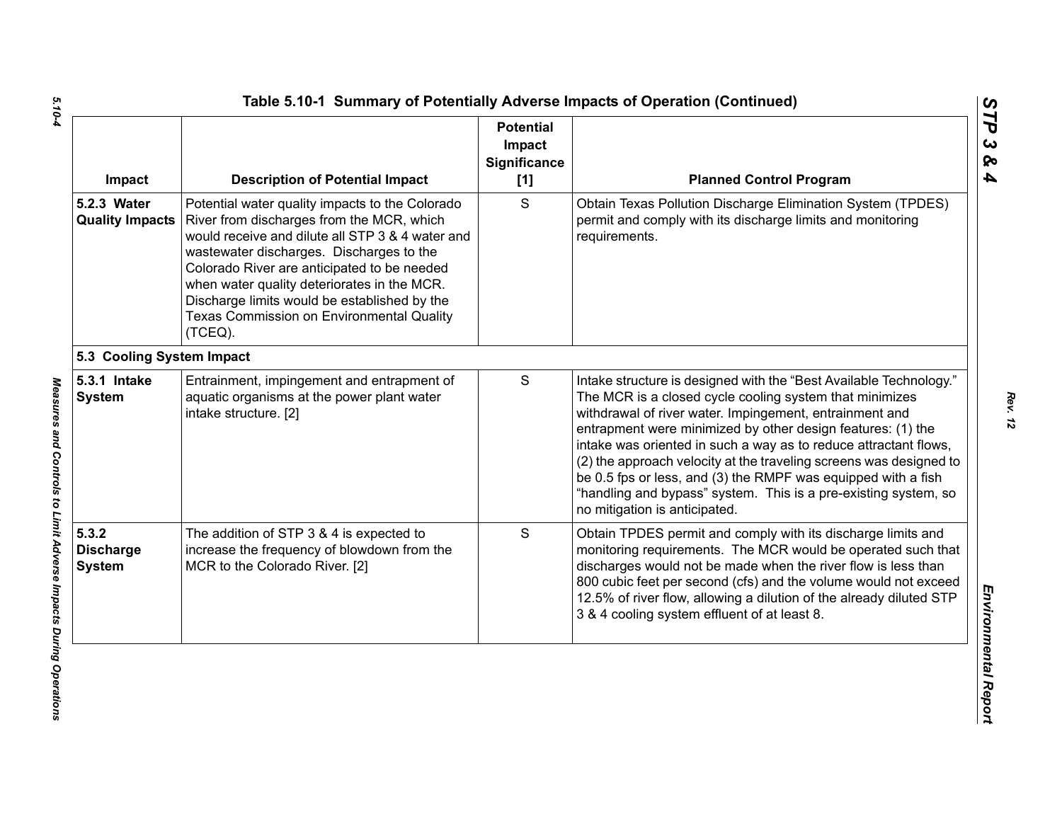## Table 5.10-1 Summary of Potentially Adverse Impacts of Operation (Continued)

| Impact | Description of Potential Impact | Potential Impact Significance [1] | Planned Control Program |
|---|---|---|---|
| **5.2.3 Water Quality Impacts** | Potential water quality impacts to the Colorado River from discharges from the MCR, which would receive and dilute all STP 3 & 4 water and wastewater discharges. Discharges to the Colorado River are anticipated to be needed when water quality deteriorates in the MCR. Discharge limits would be established by the Texas Commission on Environmental Quality (TCEQ). | S | Obtain Texas Pollution Discharge Elimination System (TPDES) permit and comply with its discharge limits and monitoring requirements. |
| **5.3 Cooling System Impact** | | | |
| **5.3.1 Intake System** | Entrainment, impingement and entrapment of aquatic organisms at the power plant water intake structure. [2] | S | Intake structure is designed with the "Best Available Technology." The MCR is a closed cycle cooling system that minimizes withdrawal of river water. Impingement, entrainment and entrapment were minimized by other design features: (1) the intake was oriented in such a way as to reduce attractant flows, (2) the approach velocity at the traveling screens was designed to be 0.5 fps or less, and (3) the RMPF was equipped with a fish "handling and bypass" system. This is a pre-existing system, so no mitigation is anticipated. |
| **5.3.2 Discharge System** | The addition of STP 3 & 4 is expected to increase the frequency of blowdown from the MCR to the Colorado River. [2] | S | Obtain TPDES permit and comply with its discharge limits and monitoring requirements. The MCR would be operated such that discharges would not be made when the river flow is less than 800 cubic feet per second (cfs) and the volume would not exceed 12.5% of river flow, allowing a dilution of the already diluted STP 3 & 4 cooling system effluent of at least 8. |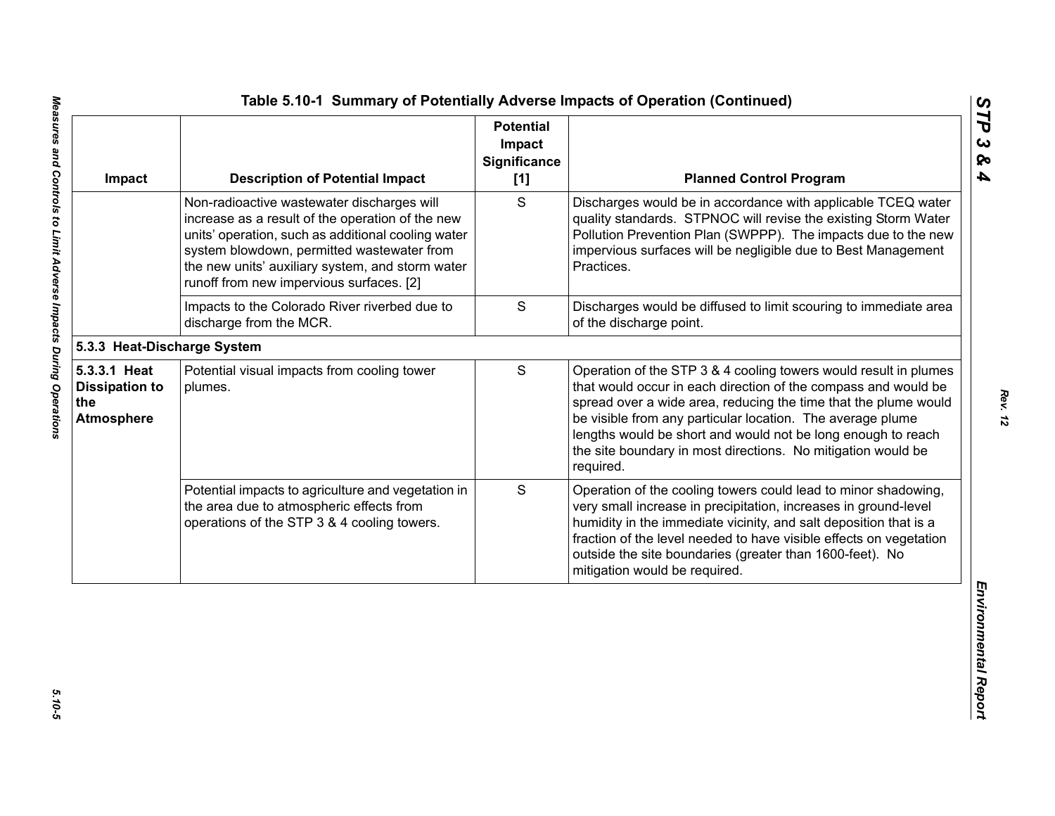**Table 5.10-1 Summary of Potentially Adverse Impacts of Operation (Continued)**

| Impact | Description of Potential Impact | Potential Impact Significance [1] | Planned Control Program |
|---|---|---|---|
| | Non-radioactive wastewater discharges will increase as a result of the operation of the new units' operation, such as additional cooling water system blowdown, permitted wastewater from the new units' auxiliary system, and storm water runoff from new impervious surfaces. [2] | S | Discharges would be in accordance with applicable TCEQ water quality standards. STPNOC will revise the existing Storm Water Pollution Prevention Plan (SWPPP). The impacts due to the new impervious surfaces will be negligible due to Best Management Practices. |
| | Impacts to the Colorado River riverbed due to discharge from the MCR. | S | Discharges would be diffused to limit scouring to immediate area of the discharge point. |
| **5.3.3 Heat-Discharge System** | | | |
| **5.3.3.1 Heat Dissipation to the Atmosphere** | Potential visual impacts from cooling tower plumes. | S | Operation of the STP 3 & 4 cooling towers would result in plumes that would occur in each direction of the compass and would be spread over a wide area, reducing the time that the plume would be visible from any particular location. The average plume lengths would be short and would not be long enough to reach the site boundary in most directions. No mitigation would be required. |
| | Potential impacts to agriculture and vegetation in the area due to atmospheric effects from operations of the STP 3 & 4 cooling towers. | S | Operation of the cooling towers could lead to minor shadowing, very small increase in precipitation, increases in ground-level humidity in the immediate vicinity, and salt deposition that is a fraction of the level needed to have visible effects on vegetation outside the site boundaries (greater than 1600-feet). No mitigation would be required. |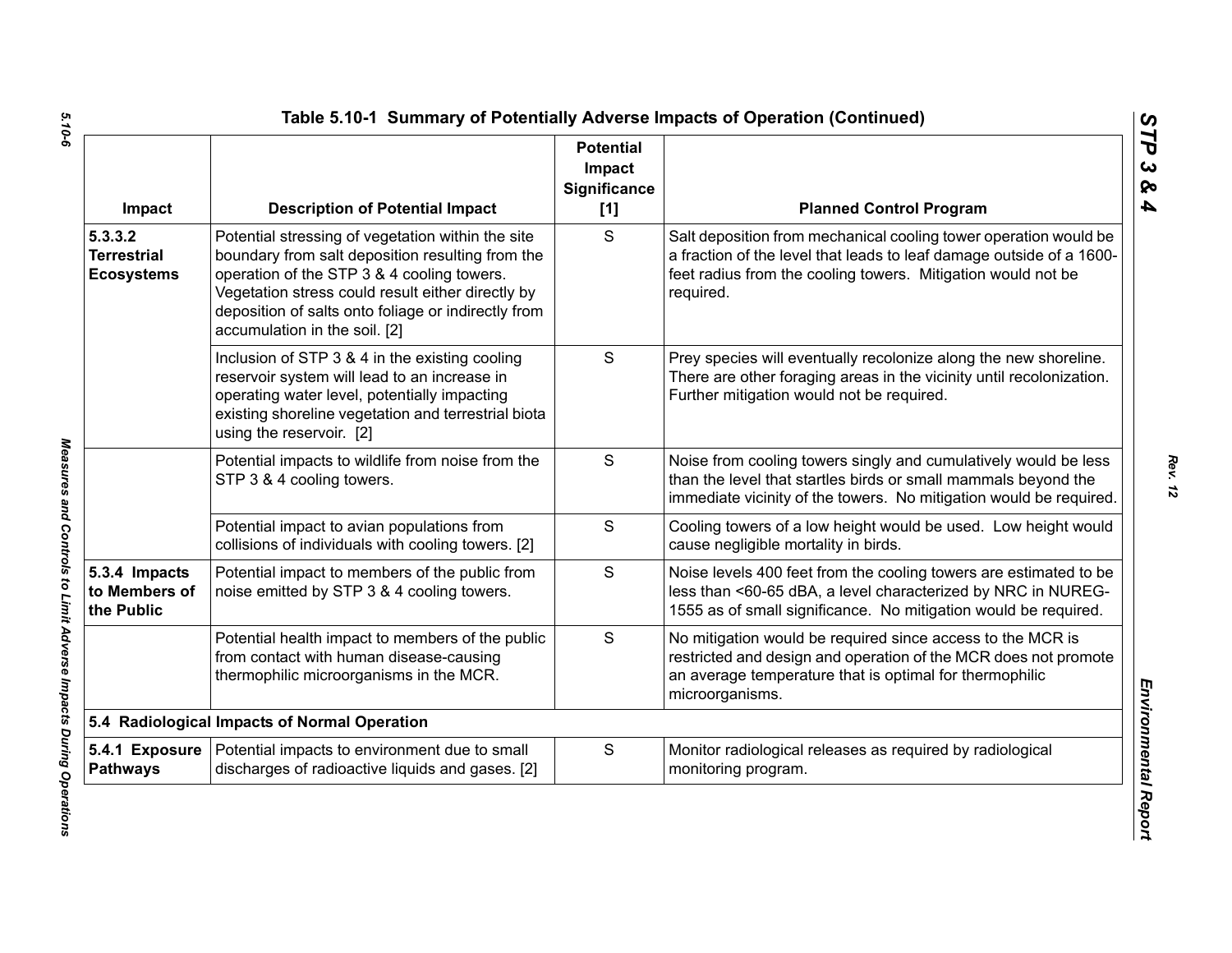## Table 5.10-1 Summary of Potentially Adverse Impacts of Operation (Continued)

| Impact | Description of Potential Impact | Potential Impact Significance [1] | Planned Control Program |
|---|---|---|---|
| **5.3.3.2 Terrestrial Ecosystems** | Potential stressing of vegetation within the site boundary from salt deposition resulting from the operation of the STP 3 & 4 cooling towers. Vegetation stress could result either directly by deposition of salts onto foliage or indirectly from accumulation in the soil. [2] | S | Salt deposition from mechanical cooling tower operation would be a fraction of the level that leads to leaf damage outside of a 1600-feet radius from the cooling towers. Mitigation would not be required. |
| | Inclusion of STP 3 & 4 in the existing cooling reservoir system will lead to an increase in operating water level, potentially impacting existing shoreline vegetation and terrestrial biota using the reservoir. [2] | S | Prey species will eventually recolonize along the new shoreline. There are other foraging areas in the vicinity until recolonization. Further mitigation would not be required. |
| | Potential impacts to wildlife from noise from the STP 3 & 4 cooling towers. | S | Noise from cooling towers singly and cumulatively would be less than the level that startles birds or small mammals beyond the immediate vicinity of the towers. No mitigation would be required. |
| | Potential impact to avian populations from collisions of individuals with cooling towers. [2] | S | Cooling towers of a low height would be used. Low height would cause negligible mortality in birds. |
| **5.3.4 Impacts to Members of the Public** | Potential impact to members of the public from noise emitted by STP 3 & 4 cooling towers. | S | Noise levels 400 feet from the cooling towers are estimated to be less than <60-65 dBA, a level characterized by NRC in NUREG-1555 as of small significance. No mitigation would be required. |
| | Potential health impact to members of the public from contact with human disease-causing thermophilic microorganisms in the MCR. | S | No mitigation would be required since access to the MCR is restricted and design and operation of the MCR does not promote an average temperature that is optimal for thermophilic microorganisms. |
| **5.4 Radiological Impacts of Normal Operation** | | | |
| **5.4.1 Exposure Pathways** | Potential impacts to environment due to small discharges of radioactive liquids and gases. [2] | S | Monitor radiological releases as required by radiological monitoring program. |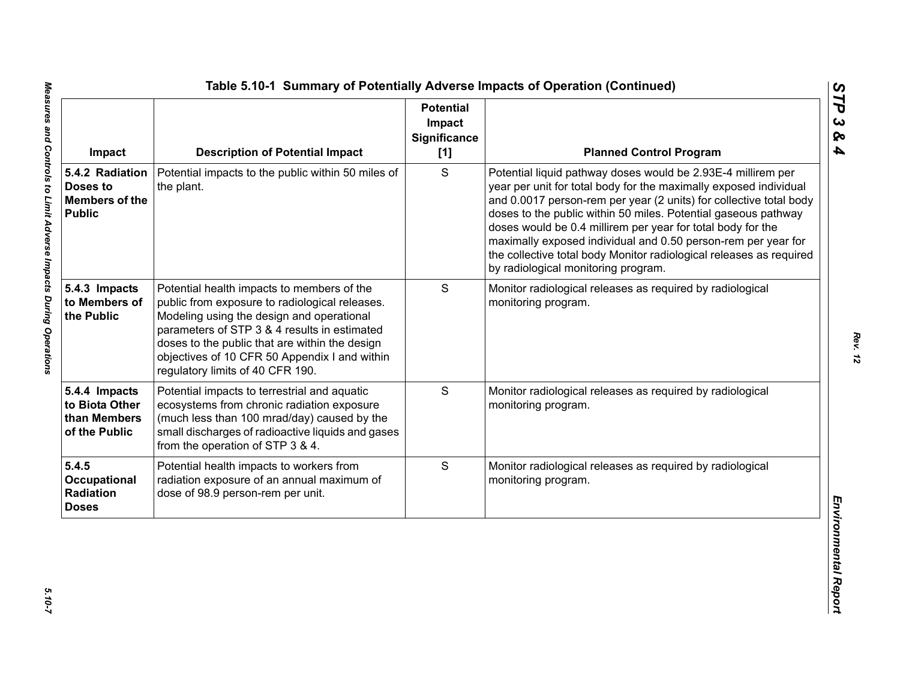# Table 5.10-1 Summary of Potentially Adverse Impacts of Operation (Continued)

| Impact | Description of Potential Impact | Potential Impact Significance [1] | Planned Control Program |
|---|---|---|---|
| **5.4.2 Radiation Doses to Members of the Public** | Potential impacts to the public within 50 miles of the plant. | S | Potential liquid pathway doses would be 2.93E-4 millirem per year per unit for total body for the maximally exposed individual and 0.0017 person-rem per year (2 units) for collective total body doses to the public within 50 miles. Potential gaseous pathway doses would be 0.4 millirem per year for total body for the maximally exposed individual and 0.50 person-rem per year for the collective total body Monitor radiological releases as required by radiological monitoring program. |
| **5.4.3 Impacts to Members of the Public** | Potential health impacts to members of the public from exposure to radiological releases. Modeling using the design and operational parameters of STP 3 & 4 results in estimated doses to the public that are within the design objectives of 10 CFR 50 Appendix I and within regulatory limits of 40 CFR 190. | S | Monitor radiological releases as required by radiological monitoring program. |
| **5.4.4 Impacts to Biota Other than Members of the Public** | Potential impacts to terrestrial and aquatic ecosystems from chronic radiation exposure (much less than 100 mrad/day) caused by the small discharges of radioactive liquids and gases from the operation of STP 3 & 4. | S | Monitor radiological releases as required by radiological monitoring program. |
| **5.4.5 Occupational Radiation Doses** | Potential health impacts to workers from radiation exposure of an annual maximum of dose of 98.9 person-rem per unit. | S | Monitor radiological releases as required by radiological monitoring program. |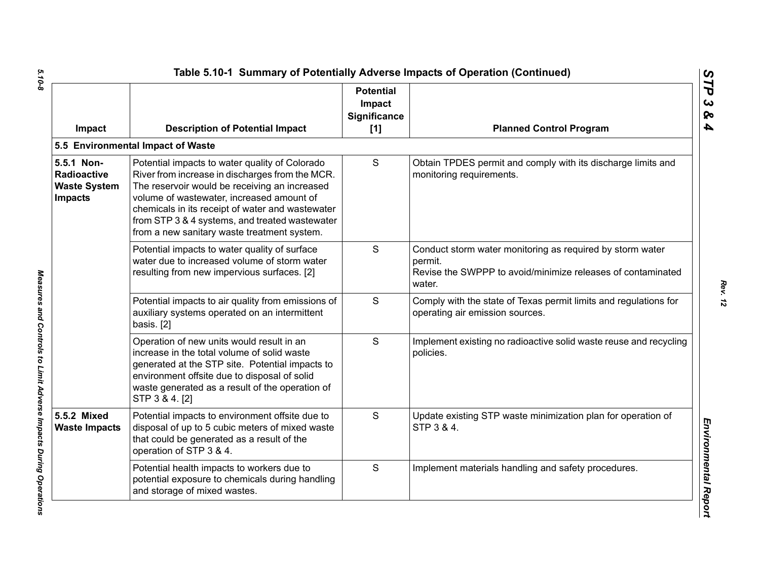**Table 5.10-1 Summary of Potentially Adverse Impacts of Operation (Continued)**

| Impact | Description of Potential Impact | Potential Impact Significance [1] | Planned Control Program |
|---|---|---|---|
| **5.5 Environmental Impact of Waste** | | | |
| **5.5.1 Non-Radioactive Waste System Impacts** | Potential impacts to water quality of Colorado River from increase in discharges from the MCR. The reservoir would be receiving an increased volume of wastewater, increased amount of chemicals in its receipt of water and wastewater from STP 3 & 4 systems, and treated wastewater from a new sanitary waste treatment system. | S | Obtain TPDES permit and comply with its discharge limits and monitoring requirements. |
| | Potential impacts to water quality of surface water due to increased volume of storm water resulting from new impervious surfaces. [2] | S | Conduct storm water monitoring as required by storm water permit.<br>Revise the SWPPP to avoid/minimize releases of contaminated water. |
| | Potential impacts to air quality from emissions of auxiliary systems operated on an intermittent basis. [2] | S | Comply with the state of Texas permit limits and regulations for operating air emission sources. |
| | Operation of new units would result in an increase in the total volume of solid waste generated at the STP site. Potential impacts to environment offsite due to disposal of solid waste generated as a result of the operation of STP 3 & 4. [2] | S | Implement existing no radioactive solid waste reuse and recycling policies. |
| **5.5.2 Mixed Waste Impacts** | Potential impacts to environment offsite due to disposal of up to 5 cubic meters of mixed waste that could be generated as a result of the operation of STP 3 & 4. | S | Update existing STP waste minimization plan for operation of STP 3 & 4. |
| | Potential health impacts to workers due to potential exposure to chemicals during handling and storage of mixed wastes. | S | Implement materials handling and safety procedures. |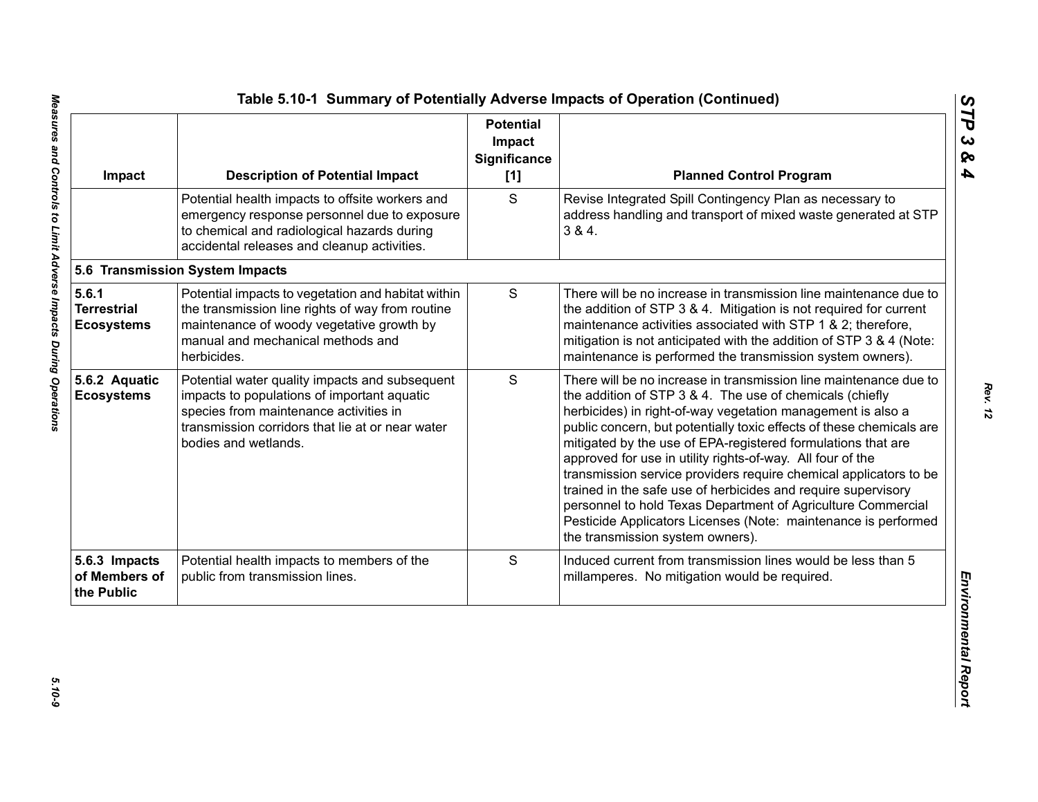**Table 5.10-1 Summary of Potentially Adverse Impacts of Operation (Continued)**

| Impact | Description of Potential Impact | Potential Impact Significance [1] | Planned Control Program |
|---|---|---|---|
| | Potential health impacts to offsite workers and emergency response personnel due to exposure to chemical and radiological hazards during accidental releases and cleanup activities. | S | Revise Integrated Spill Contingency Plan as necessary to address handling and transport of mixed waste generated at STP 3 & 4. |
| **5.6 Transmission System Impacts** | | | |
| **5.6.1 Terrestrial Ecosystems** | Potential impacts to vegetation and habitat within the transmission line rights of way from routine maintenance of woody vegetative growth by manual and mechanical methods and herbicides. | S | There will be no increase in transmission line maintenance due to the addition of STP 3 & 4. Mitigation is not required for current maintenance activities associated with STP 1 & 2; therefore, mitigation is not anticipated with the addition of STP 3 & 4 (Note: maintenance is performed the transmission system owners). |
| **5.6.2 Aquatic Ecosystems** | Potential water quality impacts and subsequent impacts to populations of important aquatic species from maintenance activities in transmission corridors that lie at or near water bodies and wetlands. | S | There will be no increase in transmission line maintenance due to the addition of STP 3 & 4. The use of chemicals (chiefly herbicides) in right-of-way vegetation management is also a public concern, but potentially toxic effects of these chemicals are mitigated by the use of EPA-registered formulations that are approved for use in utility rights-of-way. All four of the transmission service providers require chemical applicators to be trained in the safe use of herbicides and require supervisory personnel to hold Texas Department of Agriculture Commercial Pesticide Applicators Licenses (Note: maintenance is performed the transmission system owners). |
| **5.6.3 Impacts of Members of the Public** | Potential health impacts to members of the public from transmission lines. | S | Induced current from transmission lines would be less than 5 millamperes. No mitigation would be required. |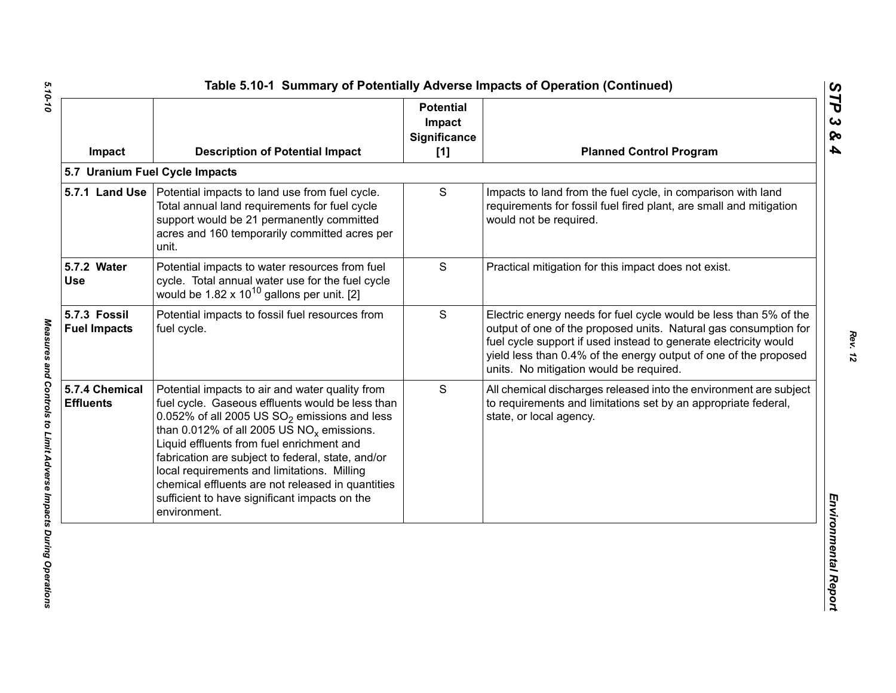## Table 5.10-1 Summary of Potentially Adverse Impacts of Operation (Continued)

| Impact | Description of Potential Impact | Potential Impact Significance [1] | Planned Control Program |
|---|---|---|---|
| **5.7 Uranium Fuel Cycle Impacts** | | | |
| **5.7.1 Land Use** | Potential impacts to land use from fuel cycle. Total annual land requirements for fuel cycle support would be 21 permanently committed acres and 160 temporarily committed acres per unit. | S | Impacts to land from the fuel cycle, in comparison with land requirements for fossil fuel fired plant, are small and mitigation would not be required. |
| **5.7.2 Water Use** | Potential impacts to water resources from fuel cycle. Total annual water use for the fuel cycle would be $1.82 \times 10^{10}$ gallons per unit. [2] | S | Practical mitigation for this impact does not exist. |
| **5.7.3 Fossil Fuel Impacts** | Potential impacts to fossil fuel resources from fuel cycle. | S | Electric energy needs for fuel cycle would be less than 5% of the output of one of the proposed units. Natural gas consumption for fuel cycle support if used instead to generate electricity would yield less than 0.4% of the energy output of one of the proposed units. No mitigation would be required. |
| **5.7.4 Chemical Effluents** | Potential impacts to air and water quality from fuel cycle. Gaseous effluents would be less than 0.052% of all 2005 US $SO_2$ emissions and less than 0.012% of all 2005 US $NO_x$ emissions. Liquid effluents from fuel enrichment and fabrication are subject to federal, state, and/or local requirements and limitations. Milling chemical effluents are not released in quantities sufficient to have significant impacts on the environment. | S | All chemical discharges released into the environment are subject to requirements and limitations set by an appropriate federal, state, or local agency. |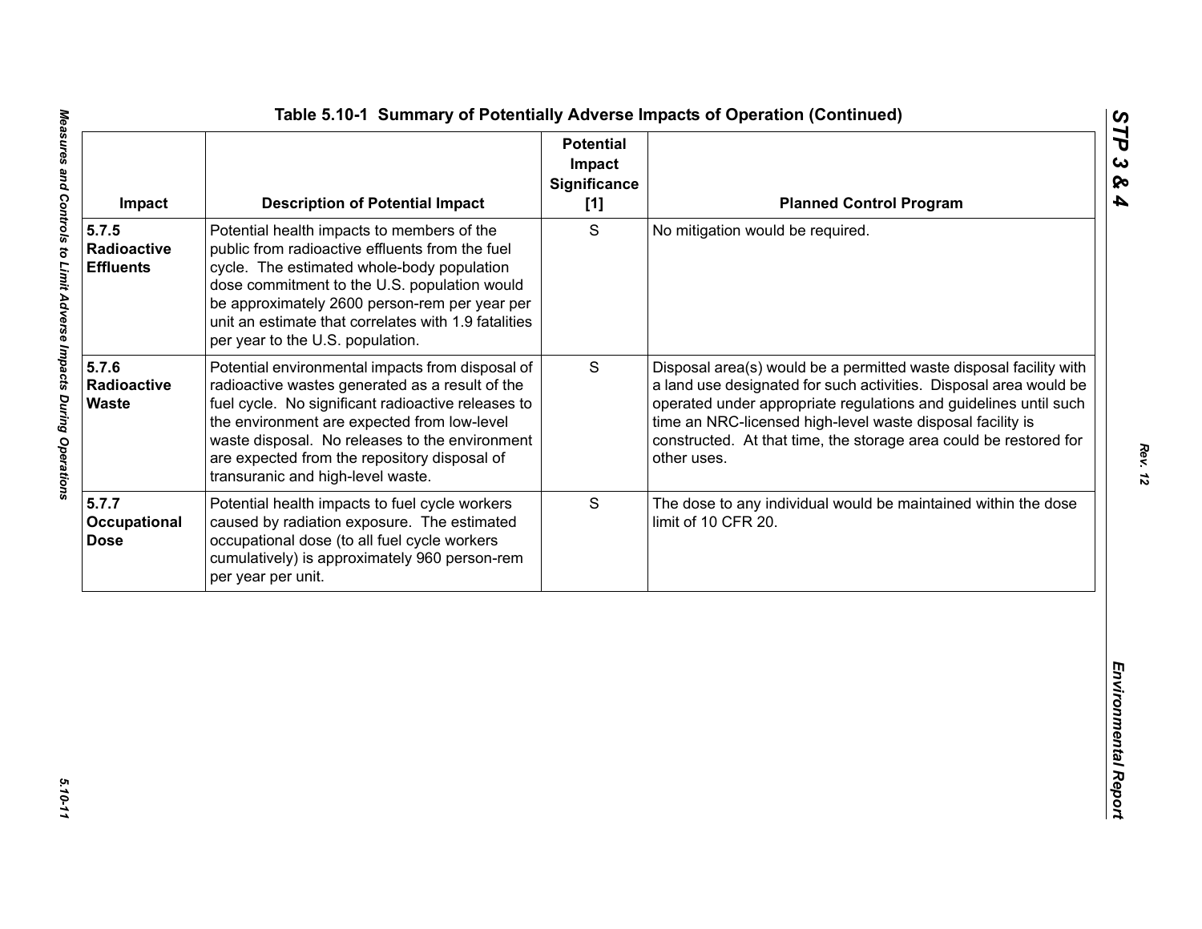## Table 5.10-1 Summary of Potentially Adverse Impacts of Operation (Continued)

| Impact | Description of Potential Impact | Potential Impact Significance [1] | Planned Control Program |
|---|---|---|---|
| **5.7.5 Radioactive Effluents** | Potential health impacts to members of the public from radioactive effluents from the fuel cycle. The estimated whole-body population dose commitment to the U.S. population would be approximately 2600 person-rem per year per unit an estimate that correlates with 1.9 fatalities per year to the U.S. population. | S | No mitigation would be required. |
| **5.7.6 Radioactive Waste** | Potential environmental impacts from disposal of radioactive wastes generated as a result of the fuel cycle. No significant radioactive releases to the environment are expected from low-level waste disposal. No releases to the environment are expected from the repository disposal of transuranic and high-level waste. | S | Disposal area(s) would be a permitted waste disposal facility with a land use designated for such activities. Disposal area would be operated under appropriate regulations and guidelines until such time an NRC-licensed high-level waste disposal facility is constructed. At that time, the storage area could be restored for other uses. |
| **5.7.7 Occupational Dose** | Potential health impacts to fuel cycle workers caused by radiation exposure. The estimated occupational dose (to all fuel cycle workers cumulatively) is approximately 960 person-rem per year per unit. | S | The dose to any individual would be maintained within the dose limit of 10 CFR 20. |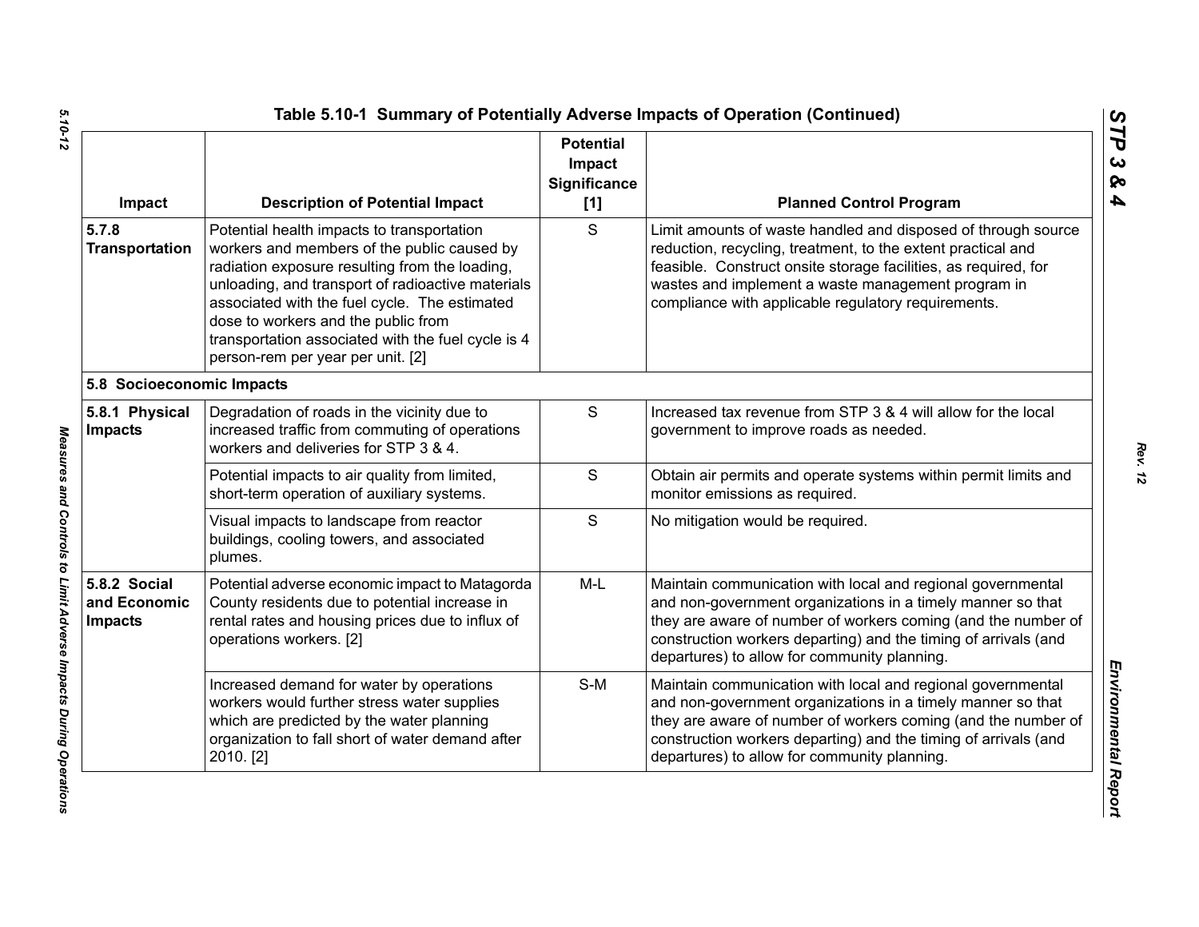## Table 5.10-1 Summary of Potentially Adverse Impacts of Operation (Continued)

| Impact | Description of Potential Impact | Potential Impact Significance [1] | Planned Control Program |
|---|---|---|---|
| **5.7.8 Transportation** | Potential health impacts to transportation workers and members of the public caused by radiation exposure resulting from the loading, unloading, and transport of radioactive materials associated with the fuel cycle. The estimated dose to workers and the public from transportation associated with the fuel cycle is 4 person-rem per year per unit. [2] | S | Limit amounts of waste handled and disposed of through source reduction, recycling, treatment, to the extent practical and feasible. Construct onsite storage facilities, as required, for wastes and implement a waste management program in compliance with applicable regulatory requirements. |
| **5.8 Socioeconomic Impacts** | | | |
| **5.8.1 Physical Impacts** | Degradation of roads in the vicinity due to increased traffic from commuting of operations workers and deliveries for STP 3 & 4. | S | Increased tax revenue from STP 3 & 4 will allow for the local government to improve roads as needed. |
| | Potential impacts to air quality from limited, short-term operation of auxiliary systems. | S | Obtain air permits and operate systems within permit limits and monitor emissions as required. |
| | Visual impacts to landscape from reactor buildings, cooling towers, and associated plumes. | S | No mitigation would be required. |
| **5.8.2 Social and Economic Impacts** | Potential adverse economic impact to Matagorda County residents due to potential increase in rental rates and housing prices due to influx of operations workers. [2] | M-L | Maintain communication with local and regional governmental and non-government organizations in a timely manner so that they are aware of number of workers coming (and the number of construction workers departing) and the timing of arrivals (and departures) to allow for community planning. |
| | Increased demand for water by operations workers would further stress water supplies which are predicted by the water planning organization to fall short of water demand after 2010. [2] | S-M | Maintain communication with local and regional governmental and non-government organizations in a timely manner so that they are aware of number of workers coming (and the number of construction workers departing) and the timing of arrivals (and departures) to allow for community planning. |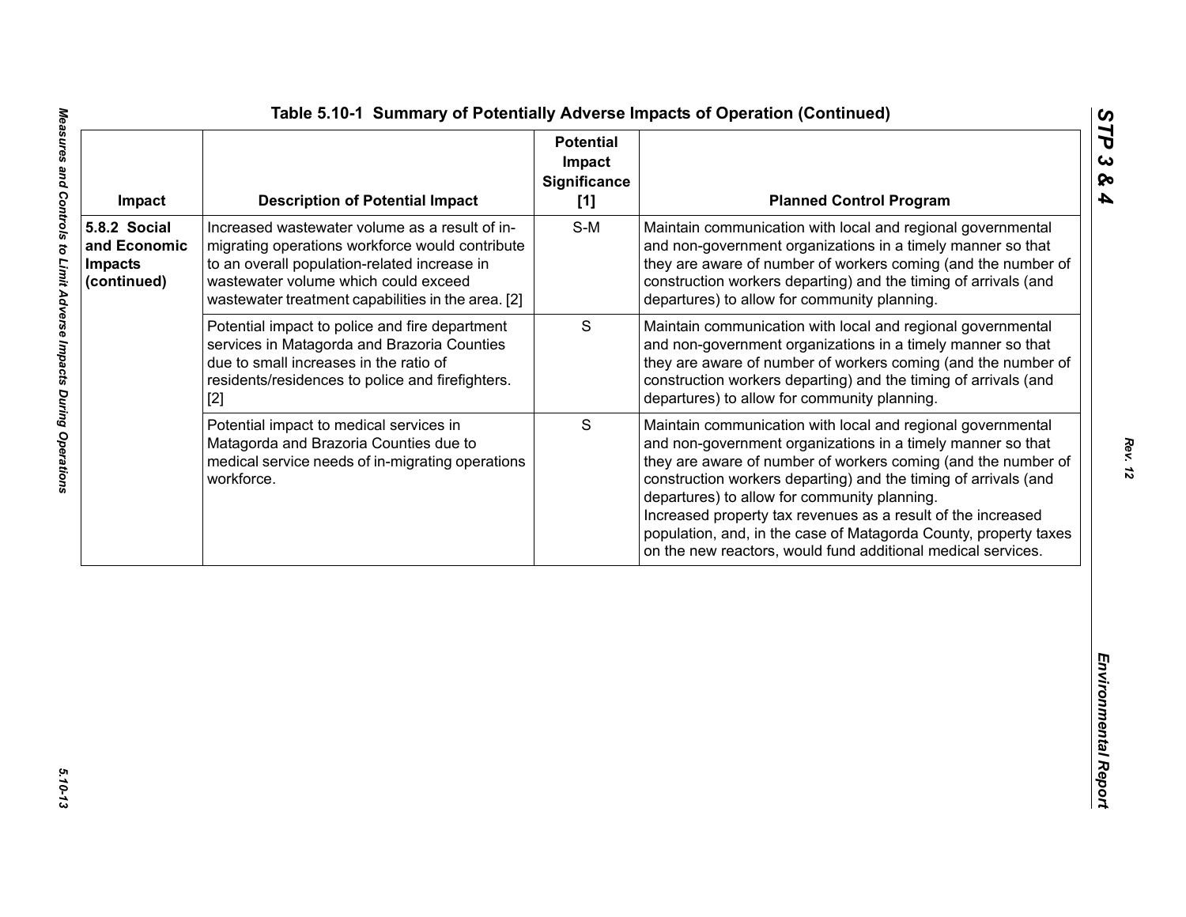## Table 5.10-1 Summary of Potentially Adverse Impacts of Operation (Continued)

| Impact | Description of Potential Impact | Potential Impact Significance [1] | Planned Control Program |
|---|---|---|---|
| **5.8.2 Social and Economic Impacts (continued)** | Increased wastewater volume as a result of in-migrating operations workforce would contribute to an overall population-related increase in wastewater volume which could exceed wastewater treatment capabilities in the area. [2] | S-M | Maintain communication with local and regional governmental and non-government organizations in a timely manner so that they are aware of number of workers coming (and the number of construction workers departing) and the timing of arrivals (and departures) to allow for community planning. |
| | Potential impact to police and fire department services in Matagorda and Brazoria Counties due to small increases in the ratio of residents/residences to police and firefighters. [2] | S | Maintain communication with local and regional governmental and non-government organizations in a timely manner so that they are aware of number of workers coming (and the number of construction workers departing) and the timing of arrivals (and departures) to allow for community planning. |
| | Potential impact to medical services in Matagorda and Brazoria Counties due to medical service needs of in-migrating operations workforce. | S | Maintain communication with local and regional governmental and non-government organizations in a timely manner so that they are aware of number of workers coming (and the number of construction workers departing) and the timing of arrivals (and departures) to allow for community planning.<br>Increased property tax revenues as a result of the increased population, and, in the case of Matagorda County, property taxes on the new reactors, would fund additional medical services. |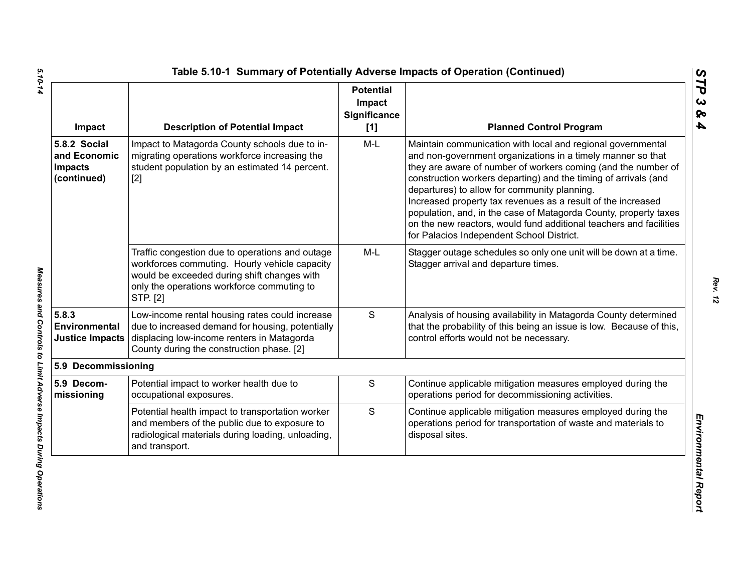## Table 5.10-1 Summary of Potentially Adverse Impacts of Operation (Continued)

| Impact | Description of Potential Impact | Potential Impact Significance [1] | Planned Control Program |
|---|---|---|---|
| **5.8.2 Social and Economic Impacts (continued)** | Impact to Matagorda County schools due to in-migrating operations workforce increasing the student population by an estimated 14 percent. [2] | M-L | Maintain communication with local and regional governmental and non-government organizations in a timely manner so that they are aware of number of workers coming (and the number of construction workers departing) and the timing of arrivals (and departures) to allow for community planning. Increased property tax revenues as a result of the increased population, and, in the case of Matagorda County, property taxes on the new reactors, would fund additional teachers and facilities for Palacios Independent School District. |
| | Traffic congestion due to operations and outage workforces commuting. Hourly vehicle capacity would be exceeded during shift changes with only the operations workforce commuting to STP. [2] | M-L | Stagger outage schedules so only one unit will be down at a time. Stagger arrival and departure times. |
| **5.8.3 Environmental Justice Impacts** | Low-income rental housing rates could increase due to increased demand for housing, potentially displacing low-income renters in Matagorda County during the construction phase. [2] | S | Analysis of housing availability in Matagorda County determined that the probability of this being an issue is low. Because of this, control efforts would not be necessary. |
| **5.9 Decommissioning** | | | |
| **5.9 Decom-missioning** | Potential impact to worker health due to occupational exposures. | S | Continue applicable mitigation measures employed during the operations period for decommissioning activities. |
| | Potential health impact to transportation worker and members of the public due to exposure to radiological materials during loading, unloading, and transport. | S | Continue applicable mitigation measures employed during the operations period for transportation of waste and materials to disposal sites. |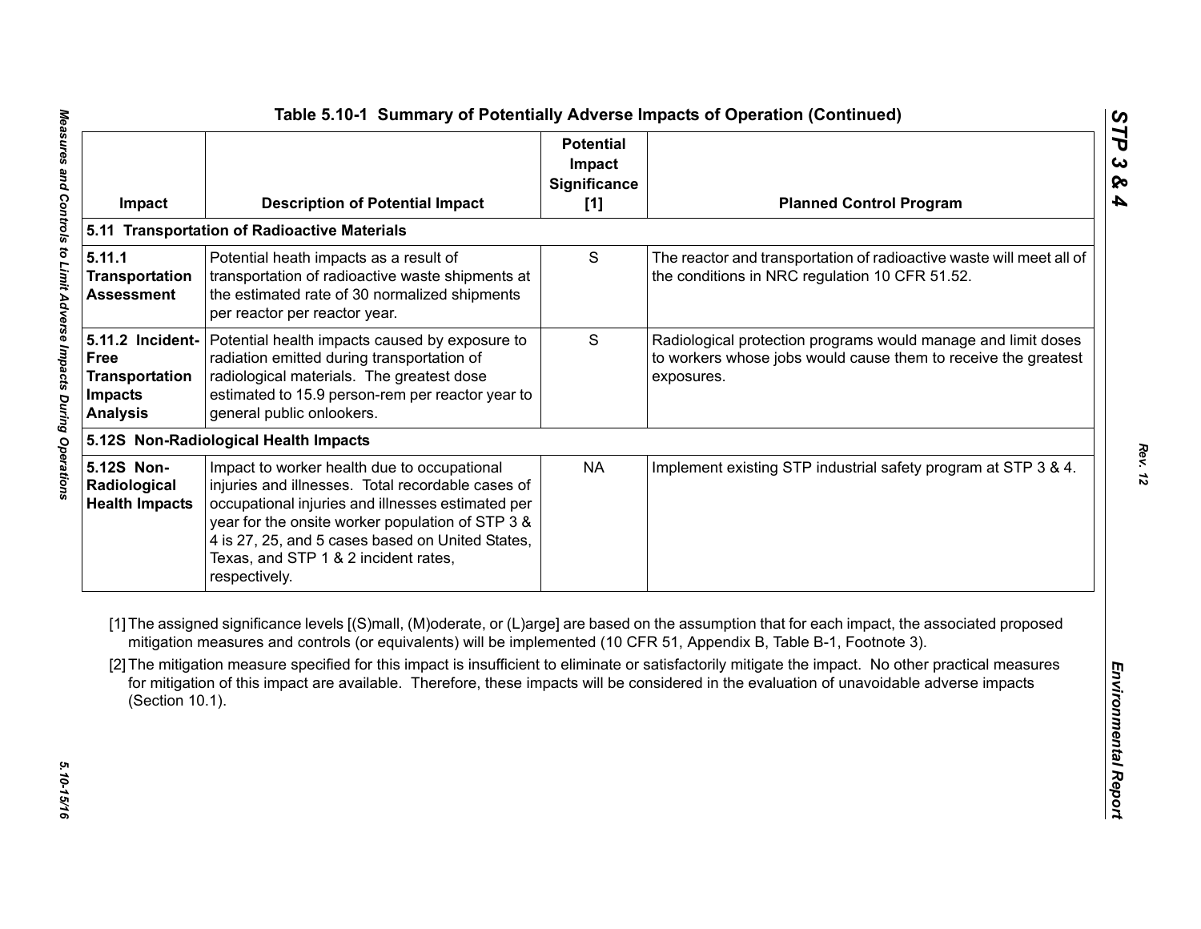**Table 5.10-1 Summary of Potentially Adverse Impacts of Operation (Continued)**

| Impact | Description of Potential Impact | Potential Impact Significance [1] | Planned Control Program |
|---|---|---|---|
| **5.11 Transportation of Radioactive Materials** | | | |
| **5.11.1 Transportation Assessment** | Potential heath impacts as a result of transportation of radioactive waste shipments at the estimated rate of 30 normalized shipments per reactor per reactor year. | S | The reactor and transportation of radioactive waste will meet all of the conditions in NRC regulation 10 CFR 51.52. |
| **5.11.2 Incident-Free Transportation Impacts Analysis** | Potential health impacts caused by exposure to radiation emitted during transportation of radiological materials. The greatest dose estimated to 15.9 person-rem per reactor year to general public onlookers. | S | Radiological protection programs would manage and limit doses to workers whose jobs would cause them to receive the greatest exposures. |
| **5.12S Non-Radiological Health Impacts** | | | |
| **5.12S Non-Radiological Health Impacts** | Impact to worker health due to occupational injuries and illnesses. Total recordable cases of occupational injuries and illnesses estimated per year for the onsite worker population of STP 3 & 4 is 27, 25, and 5 cases based on United States, Texas, and STP 1 & 2 incident rates, respectively. | NA | Implement existing STP industrial safety program at STP 3 & 4. |

[1] The assigned significance levels [(S)mall, (M)oderate, or (L)arge] are based on the assumption that for each impact, the associated proposed mitigation measures and controls (or equivalents) will be implemented (10 CFR 51, Appendix B, Table B-1, Footnote 3).

[2] The mitigation measure specified for this impact is insufficient to eliminate or satisfactorily mitigate the impact. No other practical measures for mitigation of this impact are available. Therefore, these impacts will be considered in the evaluation of unavoidable adverse impacts (Section 10.1).